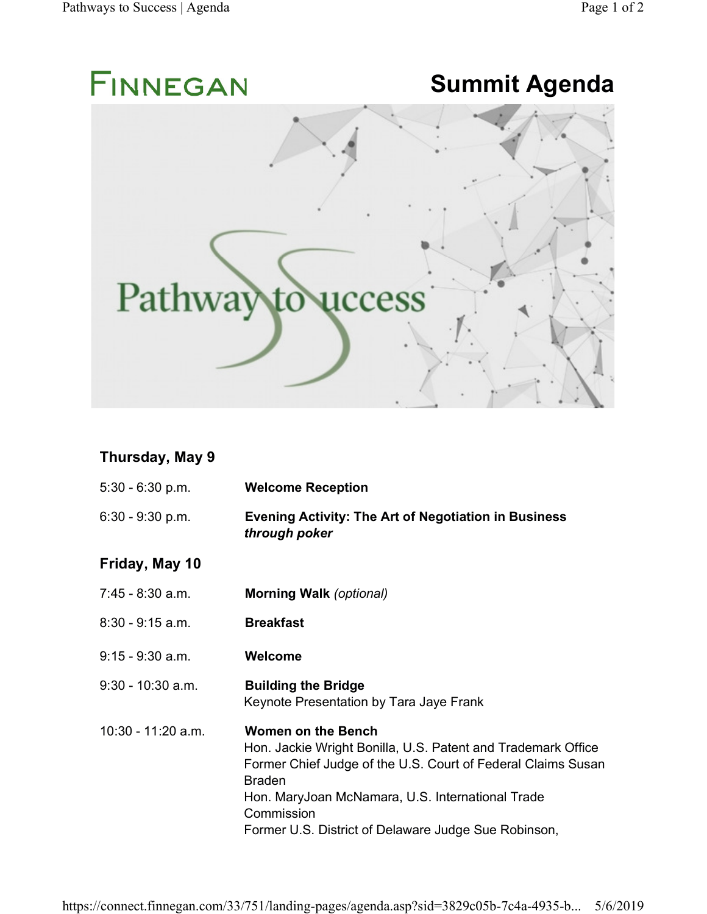FINNEGAN

# Summit Agenda

Pathway to Success

### Thursday, May 9

| | |
|---|---|
| 5:30 - 6:30 p.m. | **Welcome Reception** |
| 6:30 - 9:30 p.m. | **Evening Activity: The Art of Negotiation in Business *through poker*** |

### Friday, May 10

| | |
|---|---|
| 7:45 - 8:30 a.m. | **Morning Walk** *(optional)* |
| 8:30 - 9:15 a.m. | **Breakfast** |
| 9:15 - 9:30 a.m. | **Welcome** |
| 9:30 - 10:30 a.m. | **Building the Bridge**<br>Keynote Presentation by Tara Jaye Frank |
| 10:30 - 11:20 a.m. | **Women on the Bench**<br>Hon. Jackie Wright Bonilla, U.S. Patent and Trademark Office<br>Former Chief Judge of the U.S. Court of Federal Claims Susan Braden<br>Hon. MaryJoan McNamara, U.S. International Trade Commission<br>Former U.S. District of Delaware Judge Sue Robinson, |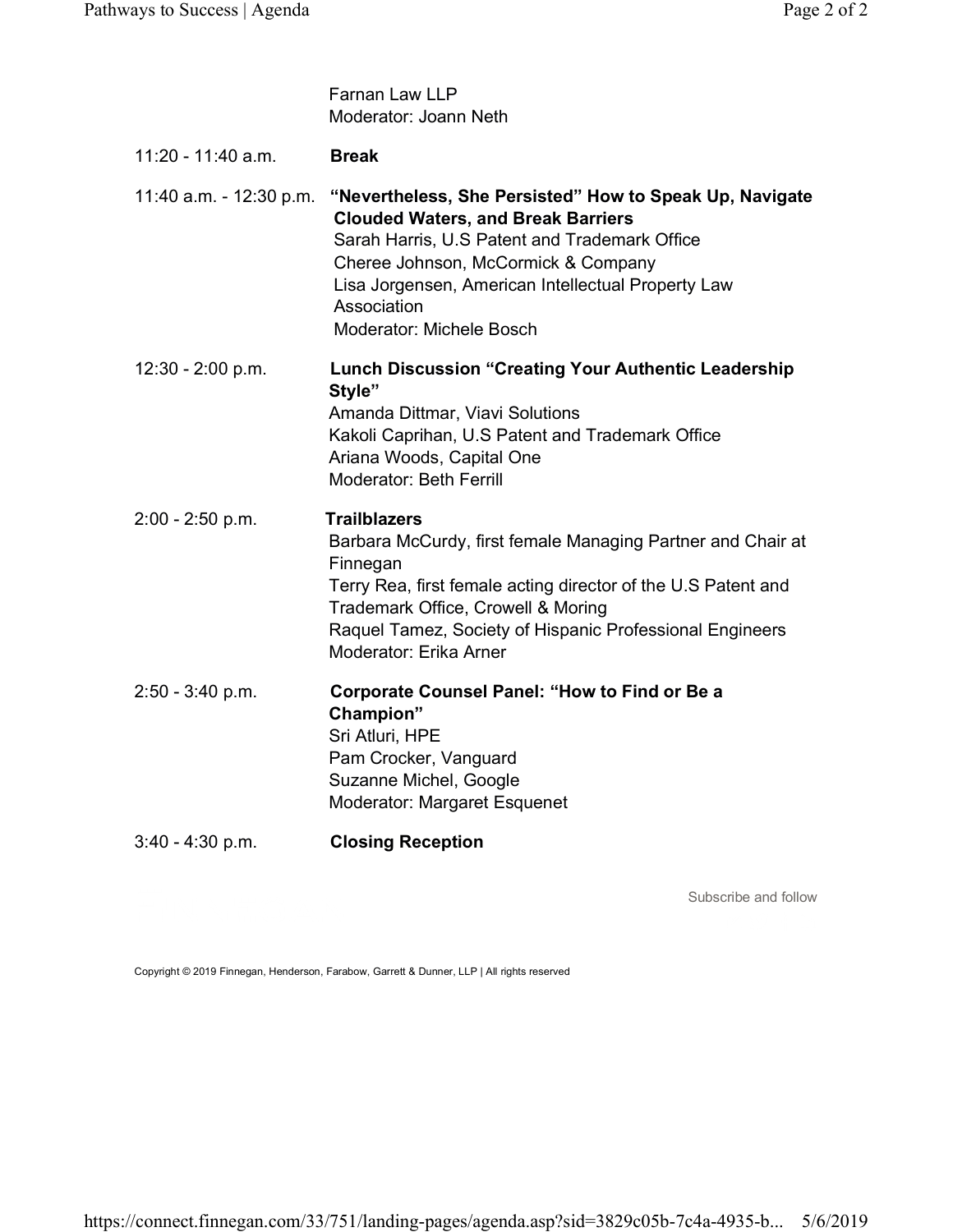Farnan Law LLP
Moderator: Joann Neth

| | |
|---|---|
| 11:20 - 11:40 a.m. | **Break** |
| 11:40 a.m. - 12:30 p.m. | **“Nevertheless, She Persisted” How to Speak Up, Navigate Clouded Waters, and Break Barriers**<br>Sarah Harris, U.S Patent and Trademark Office<br>Cheree Johnson, McCormick & Company<br>Lisa Jorgensen, American Intellectual Property Law Association<br>Moderator: Michele Bosch |
| 12:30 - 2:00 p.m. | **Lunch Discussion “Creating Your Authentic Leadership Style”**<br>Amanda Dittmar, Viavi Solutions<br>Kakoli Caprihan, U.S Patent and Trademark Office<br>Ariana Woods, Capital One<br>Moderator: Beth Ferrill |
| 2:00 - 2:50 p.m. | **Trailblazers**<br>Barbara McCurdy, first female Managing Partner and Chair at Finnegan<br>Terry Rea, first female acting director of the U.S Patent and Trademark Office, Crowell & Moring<br>Raquel Tamez, Society of Hispanic Professional Engineers<br>Moderator: Erika Arner |
| 2:50 - 3:40 p.m. | **Corporate Counsel Panel: “How to Find or Be a Champion”**<br>Sri Atluri, HPE<br>Pam Crocker, Vanguard<br>Suzanne Michel, Google<br>Moderator: Margaret Esquenet |
| 3:40 - 4:30 p.m. | **Closing Reception** |

Subscribe and follow

Copyright © 2019 Finnegan, Henderson, Farabow, Garrett & Dunner, LLP | All rights reserved